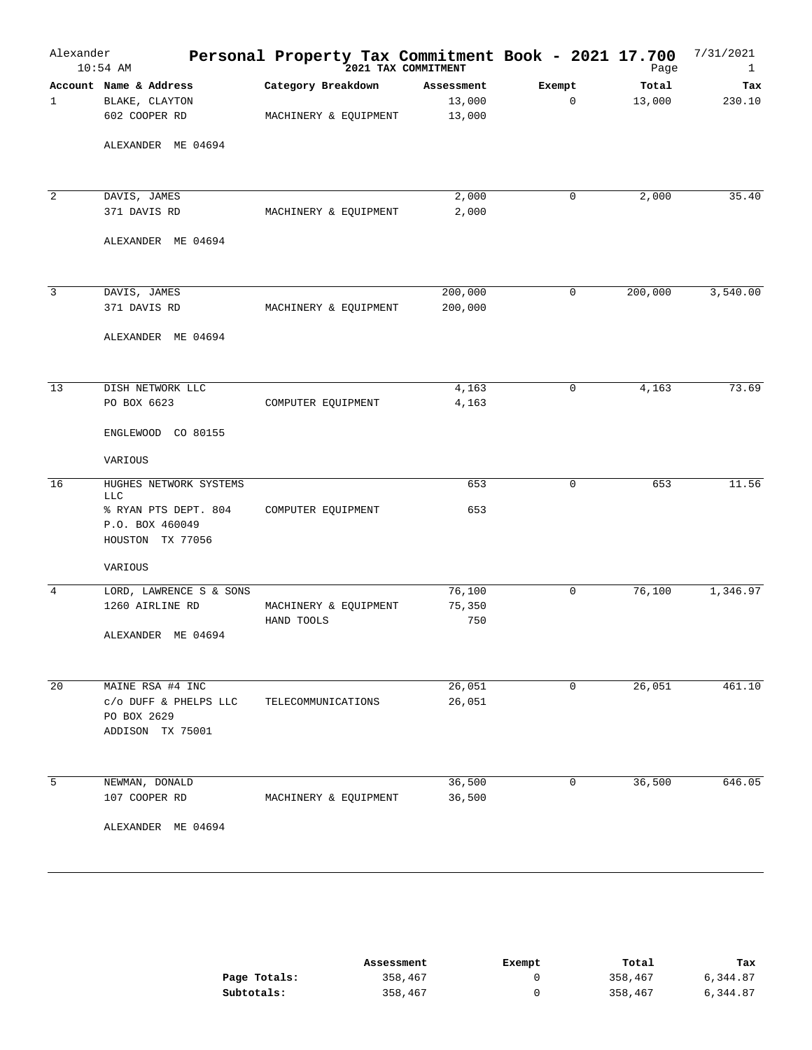# Personal Property Tax Commitment Book - 2021 17.700

Alexander 10:54 AM — 2021 TAX COMMITMENT — 7/31/2021

| Account | Name & Address | Category Breakdown | Assessment | Exempt | Total | Tax |
|---|---|---|---|---|---|---|
| 1 | BLAKE, CLAYTON | | 13,000 | 0 | 13,000 | 230.10 |
| | 602 COOPER RD | MACHINERY & EQUIPMENT | 13,000 | | | |
| | ALEXANDER ME 04694 | | | | | |
| 2 | DAVIS, JAMES | | 2,000 | 0 | 2,000 | 35.40 |
| | 371 DAVIS RD | MACHINERY & EQUIPMENT | 2,000 | | | |
| | ALEXANDER ME 04694 | | | | | |
| 3 | DAVIS, JAMES | | 200,000 | 0 | 200,000 | 3,540.00 |
| | 371 DAVIS RD | MACHINERY & EQUIPMENT | 200,000 | | | |
| | ALEXANDER ME 04694 | | | | | |
| 13 | DISH NETWORK LLC | | 4,163 | 0 | 4,163 | 73.69 |
| | PO BOX 6623 | COMPUTER EQUIPMENT | 4,163 | | | |
| | ENGLEWOOD CO 80155 | | | | | |
| | VARIOUS | | | | | |
| 16 | HUGHES NETWORK SYSTEMS LLC | | 653 | 0 | 653 | 11.56 |
| | % RYAN PTS DEPT. 804 | COMPUTER EQUIPMENT | 653 | | | |
| | P.O. BOX 460049 | | | | | |
| | HOUSTON TX 77056 | | | | | |
| | VARIOUS | | | | | |
| 4 | LORD, LAWRENCE S & SONS | | 76,100 | 0 | 76,100 | 1,346.97 |
| | 1260 AIRLINE RD | MACHINERY & EQUIPMENT | 75,350 | | | |
| | | HAND TOOLS | 750 | | | |
| | ALEXANDER ME 04694 | | | | | |
| 20 | MAINE RSA #4 INC | | 26,051 | 0 | 26,051 | 461.10 |
| | c/o DUFF & PHELPS LLC | TELECOMMUNICATIONS | 26,051 | | | |
| | PO BOX 2629 | | | | | |
| | ADDISON TX 75001 | | | | | |
| 5 | NEWMAN, DONALD | | 36,500 | 0 | 36,500 | 646.05 |
| | 107 COOPER RD | MACHINERY & EQUIPMENT | 36,500 | | | |
| | ALEXANDER ME 04694 | | | | | |

| | Assessment | Exempt | Total | Tax |
|---|---|---|---|---|
| **Page Totals:** | 358,467 | 0 | 358,467 | 6,344.87 |
| **Subtotals:** | 358,467 | 0 | 358,467 | 6,344.87 |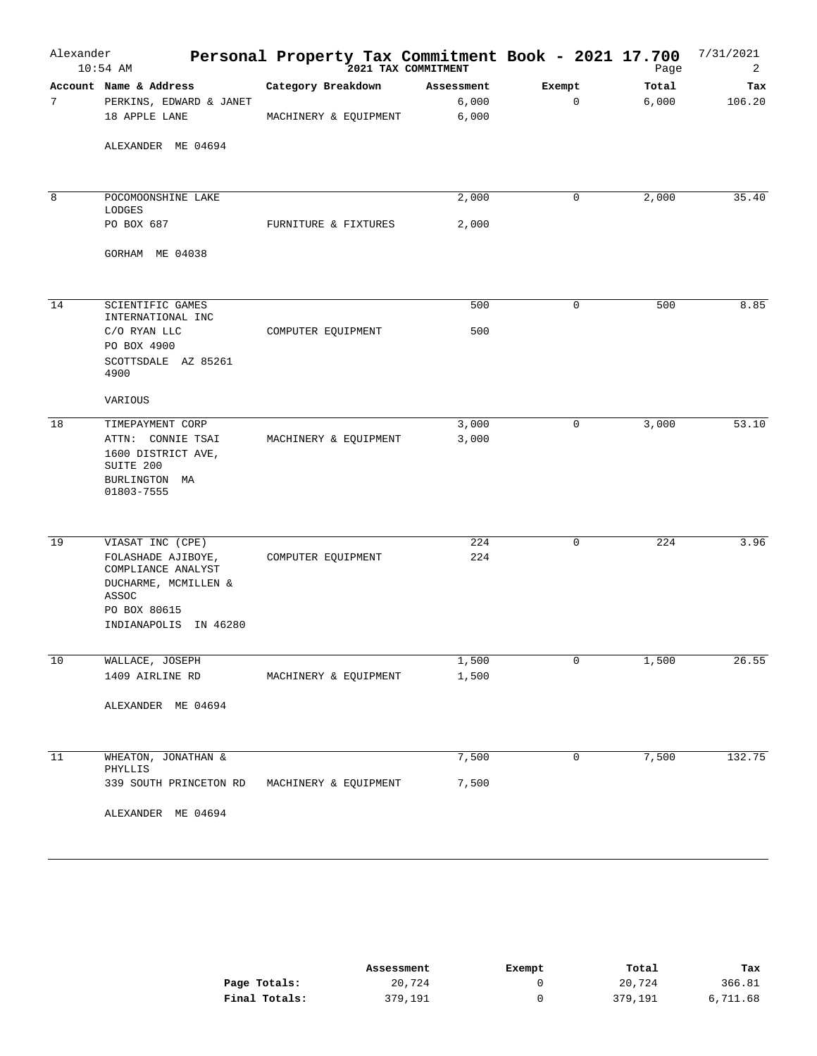# Personal Property Tax Commitment Book - 2021 17.700

Alexander
10:54 AM

**2021 TAX COMMITMENT**

7/31/2021

| Account | Name & Address | Category Breakdown | Assessment | Exempt | Total | Tax |
|---|---|---|---|---|---|---|
| 7 | PERKINS, EDWARD & JANET | | 6,000 | 0 | 6,000 | 106.20 |
| | 18 APPLE LANE | MACHINERY & EQUIPMENT | 6,000 | | | |
| | ALEXANDER ME 04694 | | | | | |
| 8 | POCOMOONSHINE LAKE LODGES | | 2,000 | 0 | 2,000 | 35.40 |
| | PO BOX 687 | FURNITURE & FIXTURES | 2,000 | | | |
| | GORHAM ME 04038 | | | | | |
| 14 | SCIENTIFIC GAMES INTERNATIONAL INC | | 500 | 0 | 500 | 8.85 |
| | C/O RYAN LLC | COMPUTER EQUIPMENT | 500 | | | |
| | PO BOX 4900 | | | | | |
| | SCOTTSDALE AZ 85261 4900 | | | | | |
| | VARIOUS | | | | | |
| 18 | TIMEPAYMENT CORP | | 3,000 | 0 | 3,000 | 53.10 |
| | ATTN: CONNIE TSAI | MACHINERY & EQUIPMENT | 3,000 | | | |
| | 1600 DISTRICT AVE, SUITE 200 | | | | | |
| | BURLINGTON MA 01803-7555 | | | | | |
| 19 | VIASAT INC (CPE) | | 224 | 0 | 224 | 3.96 |
| | FOLASHADE AJIBOYE, COMPLIANCE ANALYST | COMPUTER EQUIPMENT | 224 | | | |
| | DUCHARME, MCMILLEN & ASSOC | | | | | |
| | PO BOX 80615 | | | | | |
| | INDIANAPOLIS IN 46280 | | | | | |
| 10 | WALLACE, JOSEPH | | 1,500 | 0 | 1,500 | 26.55 |
| | 1409 AIRLINE RD | MACHINERY & EQUIPMENT | 1,500 | | | |
| | ALEXANDER ME 04694 | | | | | |
| 11 | WHEATON, JONATHAN & PHYLLIS | | 7,500 | 0 | 7,500 | 132.75 |
| | 339 SOUTH PRINCETON RD | MACHINERY & EQUIPMENT | 7,500 | | | |
| | ALEXANDER ME 04694 | | | | | |

| | Assessment | Exempt | Total | Tax |
|---|---|---|---|---|
| **Page Totals:** | 20,724 | 0 | 20,724 | 366.81 |
| **Final Totals:** | 379,191 | 0 | 379,191 | 6,711.68 |